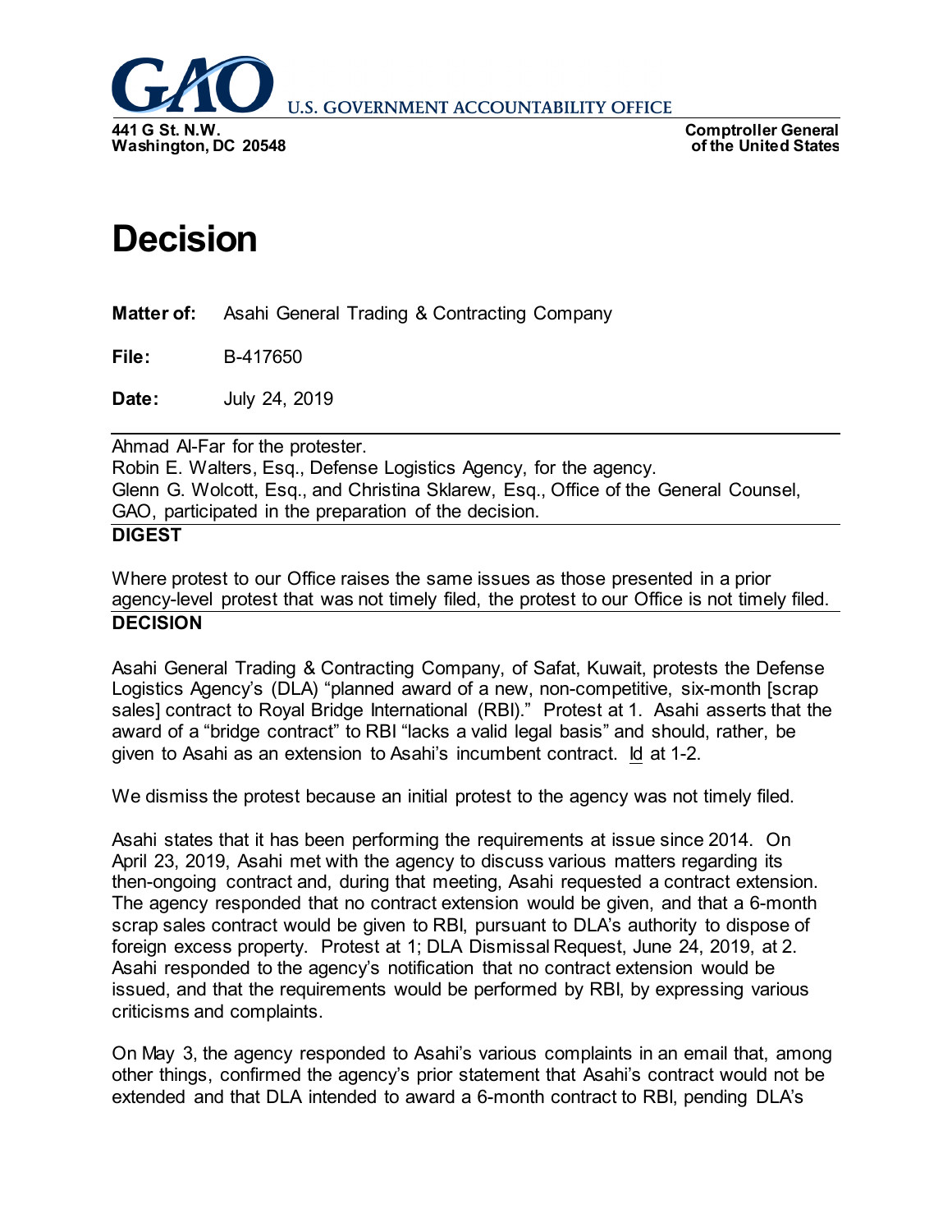**GAO** U.S. GOVERNMENT ACCOUNTABILITY OFFICE

441 G St. N.W.
Washington, DC 20548

Comptroller General
of the United States

# Decision

**Matter of:** Asahi General Trading & Contracting Company

**File:** B-417650

**Date:** July 24, 2019

---

Ahmad Al-Far for the protester.
Robin E. Walters, Esq., Defense Logistics Agency, for the agency.
Glenn G. Wolcott, Esq., and Christina Sklarew, Esq., Office of the General Counsel, GAO, participated in the preparation of the decision.

---

**DIGEST**

Where protest to our Office raises the same issues as those presented in a prior agency-level protest that was not timely filed, the protest to our Office is not timely filed.

---

**DECISION**

Asahi General Trading & Contracting Company, of Safat, Kuwait, protests the Defense Logistics Agency's (DLA) "planned award of a new, non-competitive, six-month [scrap sales] contract to Royal Bridge International (RBI)." Protest at 1. Asahi asserts that the award of a "bridge contract" to RBI "lacks a valid legal basis" and should, rather, be given to Asahi as an extension to Asahi's incumbent contract. Id at 1-2.

We dismiss the protest because an initial protest to the agency was not timely filed.

Asahi states that it has been performing the requirements at issue since 2014. On April 23, 2019, Asahi met with the agency to discuss various matters regarding its then-ongoing contract and, during that meeting, Asahi requested a contract extension. The agency responded that no contract extension would be given, and that a 6-month scrap sales contract would be given to RBI, pursuant to DLA's authority to dispose of foreign excess property. Protest at 1; DLA Dismissal Request, June 24, 2019, at 2. Asahi responded to the agency's notification that no contract extension would be issued, and that the requirements would be performed by RBI, by expressing various criticisms and complaints.

On May 3, the agency responded to Asahi's various complaints in an email that, among other things, confirmed the agency's prior statement that Asahi's contract would not be extended and that DLA intended to award a 6-month contract to RBI, pending DLA's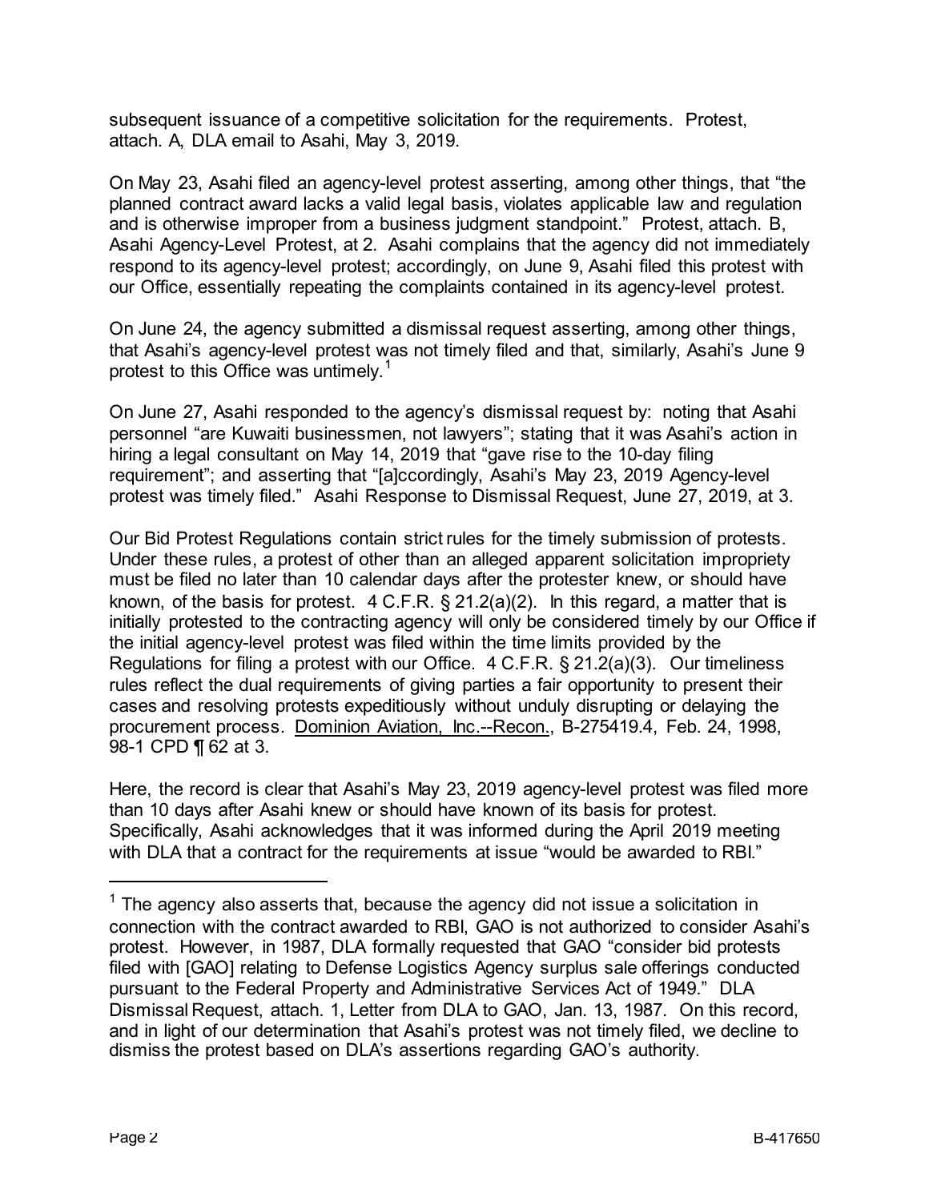subsequent issuance of a competitive solicitation for the requirements. Protest, attach. A, DLA email to Asahi, May 3, 2019.

On May 23, Asahi filed an agency-level protest asserting, among other things, that "the planned contract award lacks a valid legal basis, violates applicable law and regulation and is otherwise improper from a business judgment standpoint." Protest, attach. B, Asahi Agency-Level Protest, at 2. Asahi complains that the agency did not immediately respond to its agency-level protest; accordingly, on June 9, Asahi filed this protest with our Office, essentially repeating the complaints contained in its agency-level protest.

On June 24, the agency submitted a dismissal request asserting, among other things, that Asahi's agency-level protest was not timely filed and that, similarly, Asahi's June 9 protest to this Office was untimely.[1]

On June 27, Asahi responded to the agency's dismissal request by: noting that Asahi personnel "are Kuwaiti businessmen, not lawyers"; stating that it was Asahi's action in hiring a legal consultant on May 14, 2019 that "gave rise to the 10-day filing requirement"; and asserting that "[a]ccordingly, Asahi's May 23, 2019 Agency-level protest was timely filed." Asahi Response to Dismissal Request, June 27, 2019, at 3.

Our Bid Protest Regulations contain strict rules for the timely submission of protests. Under these rules, a protest of other than an alleged apparent solicitation impropriety must be filed no later than 10 calendar days after the protester knew, or should have known, of the basis for protest. 4 C.F.R. § 21.2(a)(2). In this regard, a matter that is initially protested to the contracting agency will only be considered timely by our Office if the initial agency-level protest was filed within the time limits provided by the Regulations for filing a protest with our Office. 4 C.F.R. § 21.2(a)(3). Our timeliness rules reflect the dual requirements of giving parties a fair opportunity to present their cases and resolving protests expeditiously without unduly disrupting or delaying the procurement process. Dominion Aviation, Inc.--Recon., B-275419.4, Feb. 24, 1998, 98-1 CPD ¶ 62 at 3.

Here, the record is clear that Asahi's May 23, 2019 agency-level protest was filed more than 10 days after Asahi knew or should have known of its basis for protest. Specifically, Asahi acknowledges that it was informed during the April 2019 meeting with DLA that a contract for the requirements at issue "would be awarded to RBI."

---

[1] The agency also asserts that, because the agency did not issue a solicitation in connection with the contract awarded to RBI, GAO is not authorized to consider Asahi's protest. However, in 1987, DLA formally requested that GAO "consider bid protests filed with [GAO] relating to Defense Logistics Agency surplus sale offerings conducted pursuant to the Federal Property and Administrative Services Act of 1949." DLA Dismissal Request, attach. 1, Letter from DLA to GAO, Jan. 13, 1987. On this record, and in light of our determination that Asahi's protest was not timely filed, we decline to dismiss the protest based on DLA's assertions regarding GAO's authority.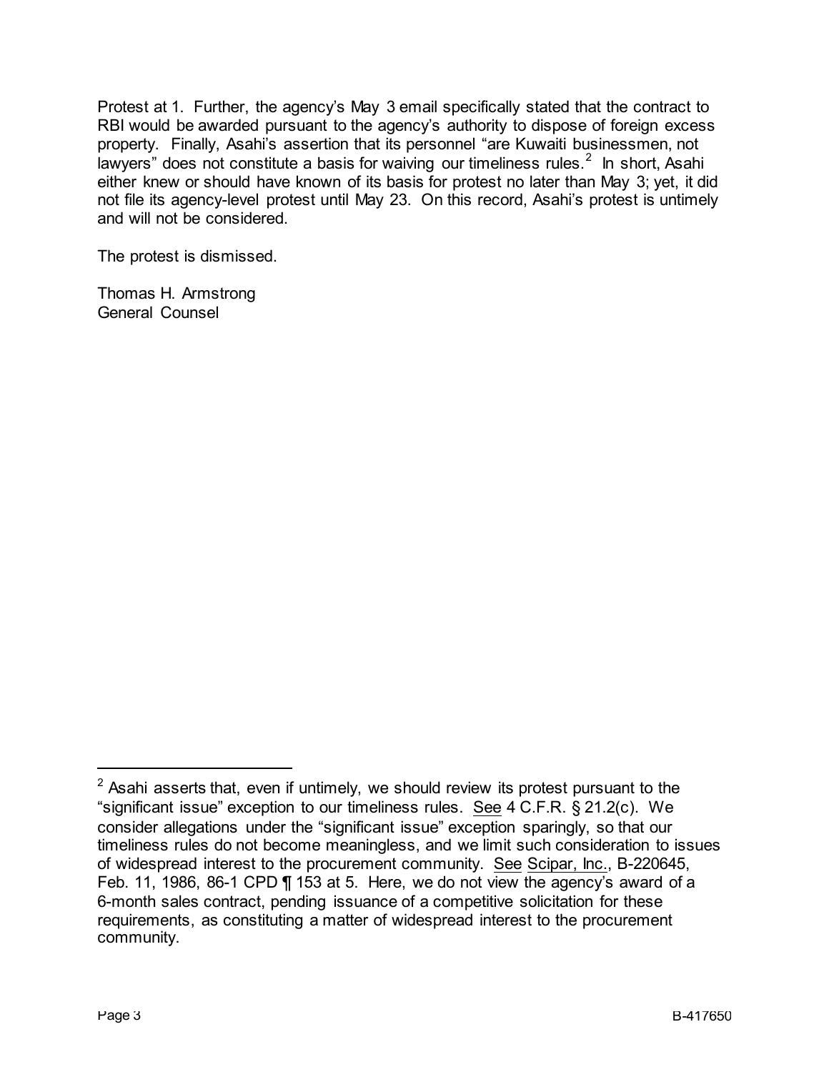Protest at 1. Further, the agency's May 3 email specifically stated that the contract to RBI would be awarded pursuant to the agency's authority to dispose of foreign excess property. Finally, Asahi's assertion that its personnel "are Kuwaiti businessmen, not lawyers" does not constitute a basis for waiving our timeliness rules.[2] In short, Asahi either knew or should have known of its basis for protest no later than May 3; yet, it did not file its agency-level protest until May 23. On this record, Asahi's protest is untimely and will not be considered.

The protest is dismissed.

Thomas H. Armstrong
General Counsel

---

[2] Asahi asserts that, even if untimely, we should review its protest pursuant to the "significant issue" exception to our timeliness rules. See 4 C.F.R. § 21.2(c). We consider allegations under the "significant issue" exception sparingly, so that our timeliness rules do not become meaningless, and we limit such consideration to issues of widespread interest to the procurement community. See Scipar, Inc., B-220645, Feb. 11, 1986, 86-1 CPD ¶ 153 at 5. Here, we do not view the agency's award of a 6-month sales contract, pending issuance of a competitive solicitation for these requirements, as constituting a matter of widespread interest to the procurement community.